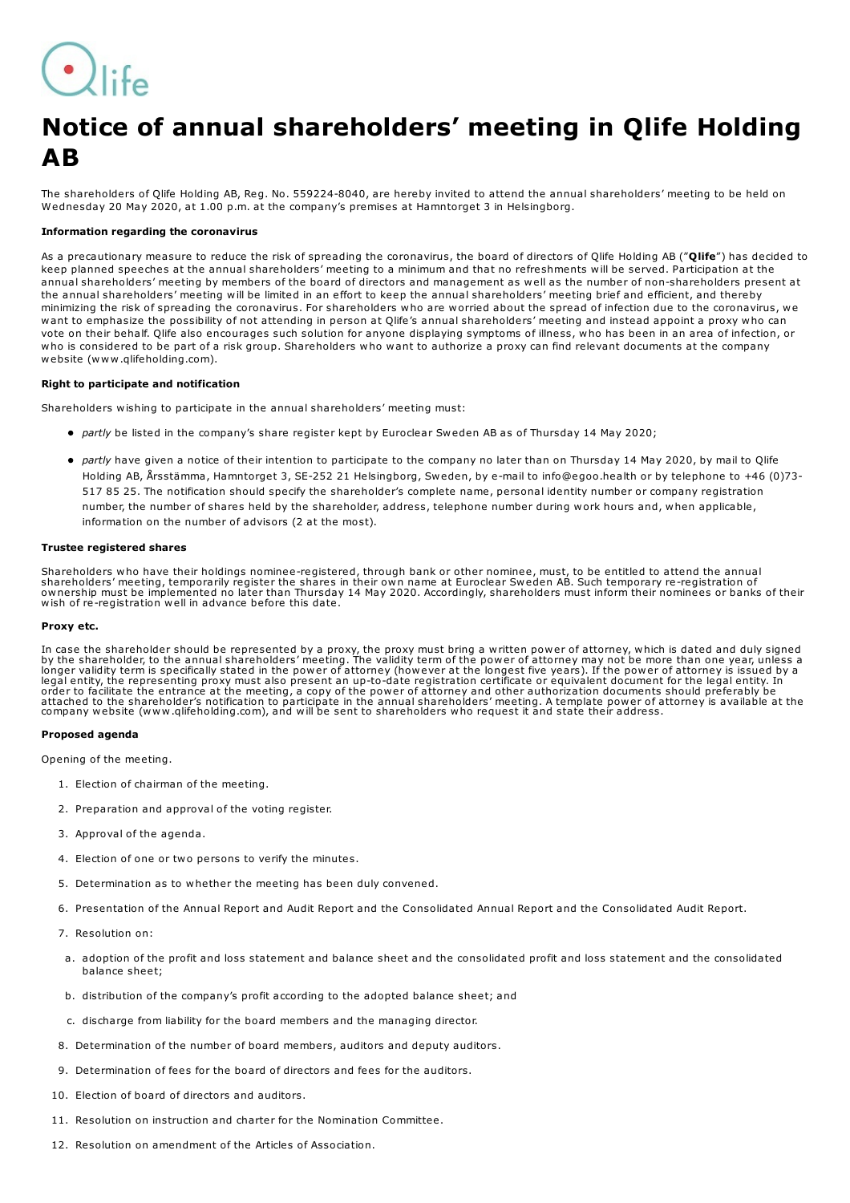# Notice of annual shareholders' meeting in Qlife Holding AB

The shareholders of Qlife Holding AB, Reg. No. 559224-8040, are hereby invited to attend the annual shareholders' meeting to be held on Wednesday 20 May 2020, at 1.00 p.m. at the company's premises at Hamntorget 3 in Helsingborg.

**Information regarding the coronavirus**

As a precautionary measure to reduce the risk of spreading the coronavirus, the board of directors of Qlife Holding AB ("**Qlife**") has decided to keep planned speeches at the annual shareholders' meeting to a minimum and that no refreshments will be served. Participation at the annual shareholders' meeting by members of the board of directors and management as well as the number of non-shareholders present at the annual shareholders' meeting will be limited in an effort to keep the annual shareholders' meeting brief and efficient, and thereby minimizing the risk of spreading the coronavirus. For shareholders who are worried about the spread of infection due to the coronavirus, we want to emphasize the possibility of not attending in person at Qlife's annual shareholders' meeting and instead appoint a proxy who can vote on their behalf. Qlife also encourages such solution for anyone displaying symptoms of illness, who has been in an area of infection, or who is considered to be part of a risk group. Shareholders who want to authorize a proxy can find relevant documents at the company website (www.qlifeholding.com).

**Right to participate and notification**

Shareholders wishing to participate in the annual shareholders' meeting must:

- *partly* be listed in the company's share register kept by Euroclear Sweden AB as of Thursday 14 May 2020;
- *partly* have given a notice of their intention to participate to the company no later than on Thursday 14 May 2020, by mail to Qlife Holding AB, Årsstämma, Hamntorget 3, SE-252 21 Helsingborg, Sweden, by e-mail to info@egoo.health or by telephone to +46 (0)73-517 85 25. The notification should specify the shareholder's complete name, personal identity number or company registration number, the number of shares held by the shareholder, address, telephone number during work hours and, when applicable, information on the number of advisors (2 at the most).

**Trustee registered shares**

Shareholders who have their holdings nominee-registered, through bank or other nominee, must, to be entitled to attend the annual shareholders' meeting, temporarily register the shares in their own name at Euroclear Sweden AB. Such temporary re-registration of ownership must be implemented no later than Thursday 14 May 2020. Accordingly, shareholders must inform their nominees or banks of their wish of re-registration well in advance before this date.

**Proxy etc.**

In case the shareholder should be represented by a proxy, the proxy must bring a written power of attorney, which is dated and duly signed by the shareholder, to the annual shareholders' meeting. The validity term of the power of attorney may not be more than one year, unless a longer validity term is specifically stated in the power of attorney (however at the longest five years). If the power of attorney is issued by a legal entity, the representing proxy must also present an up-to-date registration certificate or equivalent document for the legal entity. In order to facilitate the entrance at the meeting, a copy of the power of attorney and other authorization documents should preferably be attached to the shareholder's notification to participate in the annual shareholders' meeting. A template power of attorney is available at the company website (www.qlifeholding.com), and will be sent to shareholders who request it and state their address.

**Proposed agenda**

Opening of the meeting.

1. Election of chairman of the meeting.
2. Preparation and approval of the voting register.
3. Approval of the agenda.
4. Election of one or two persons to verify the minutes.
5. Determination as to whether the meeting has been duly convened.
6. Presentation of the Annual Report and Audit Report and the Consolidated Annual Report and the Consolidated Audit Report.
7. Resolution on:
   a. adoption of the profit and loss statement and balance sheet and the consolidated profit and loss statement and the consolidated balance sheet;
   b. distribution of the company's profit according to the adopted balance sheet; and
   c. discharge from liability for the board members and the managing director.
8. Determination of the number of board members, auditors and deputy auditors.
9. Determination of fees for the board of directors and fees for the auditors.
10. Election of board of directors and auditors.
11. Resolution on instruction and charter for the Nomination Committee.
12. Resolution on amendment of the Articles of Association.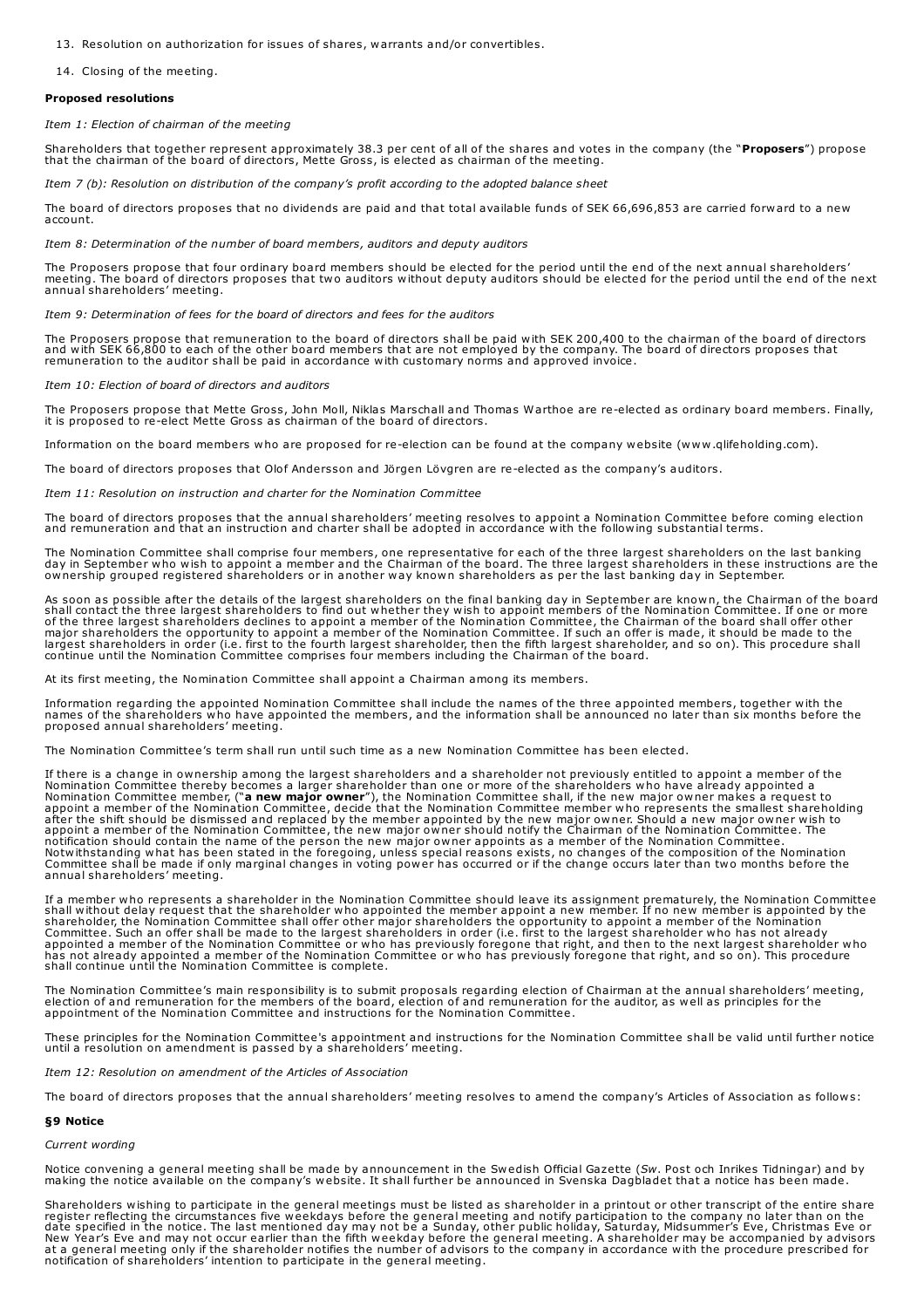13. Resolution on authorization for issues of shares, warrants and/or convertibles.

14. Closing of the meeting.

**Proposed resolutions**

*Item 1: Election of chairman of the meeting*

Shareholders that together represent approximately 38.3 per cent of all of the shares and votes in the company (the "**Proposers**") propose that the chairman of the board of directors, Mette Gross, is elected as chairman of the meeting.

*Item 7 (b): Resolution on distribution of the company's profit according to the adopted balance sheet*

The board of directors proposes that no dividends are paid and that total available funds of SEK 66,696,853 are carried forward to a new account.

*Item 8: Determination of the number of board members, auditors and deputy auditors*

The Proposers propose that four ordinary board members should be elected for the period until the end of the next annual shareholders' meeting. The board of directors proposes that two auditors without deputy auditors should be elected for the period until the end of the next annual shareholders' meeting.

*Item 9: Determination of fees for the board of directors and fees for the auditors*

The Proposers propose that remuneration to the board of directors shall be paid with SEK 200,400 to the chairman of the board of directors and with SEK 66,800 to each of the other board members that are not employed by the company. The board of directors proposes that remuneration to the auditor shall be paid in accordance with customary norms and approved invoice.

*Item 10: Election of board of directors and auditors*

The Proposers propose that Mette Gross, John Moll, Niklas Marschall and Thomas Warthoe are re-elected as ordinary board members. Finally, it is proposed to re-elect Mette Gross as chairman of the board of directors.

Information on the board members who are proposed for re-election can be found at the company website (www.qlifeholding.com).

The board of directors proposes that Olof Andersson and Jörgen Lövgren are re-elected as the company's auditors.

*Item 11: Resolution on instruction and charter for the Nomination Committee*

The board of directors proposes that the annual shareholders' meeting resolves to appoint a Nomination Committee before coming election and remuneration and that an instruction and charter shall be adopted in accordance with the following substantial terms.

The Nomination Committee shall comprise four members, one representative for each of the three largest shareholders on the last banking day in September who wish to appoint a member and the Chairman of the board. The three largest shareholders in these instructions are the ownership grouped registered shareholders or in another way known shareholders as per the last banking day in September.

As soon as possible after the details of the largest shareholders on the final banking day in September are known, the Chairman of the board shall contact the three largest shareholders to find out whether they wish to appoint members of the Nomination Committee. If one or more of the three largest shareholders declines to appoint a member of the Nomination Committee, the Chairman of the board shall offer other major shareholders the opportunity to appoint a member of the Nomination Committee. If such an offer is made, it should be made to the largest shareholders in order (i.e. first to the fourth largest shareholder, then the fifth largest shareholder, and so on). This procedure shall continue until the Nomination Committee comprises four members including the Chairman of the board.

At its first meeting, the Nomination Committee shall appoint a Chairman among its members.

Information regarding the appointed Nomination Committee shall include the names of the three appointed members, together with the names of the shareholders who have appointed the members, and the information shall be announced no later than six months before the proposed annual shareholders' meeting.

The Nomination Committee's term shall run until such time as a new Nomination Committee has been elected.

If there is a change in ownership among the largest shareholders and a shareholder not previously entitled to appoint a member of the Nomination Committee thereby becomes a larger shareholder than one or more of the shareholders who have already appointed a Nomination Committee member, ("**a new major owner**"), the Nomination Committee shall, if the new major owner makes a request to appoint a member of the Nomination Committee, decide that the Nomination Committee member who represents the smallest shareholding after the shift should be dismissed and replaced by the member appointed by the new major owner. Should a new major owner wish to appoint a member of the Nomination Committee, the new major owner should notify the Chairman of the Nomination Committee. The notification should contain the name of the person the new major owner appoints as a member of the Nomination Committee. Notwithstanding what has been stated in the foregoing, unless special reasons exists, no changes of the composition of the Nomination Committee shall be made if only marginal changes in voting power has occurred or if the change occurs later than two months before the annual shareholders' meeting.

If a member who represents a shareholder in the Nomination Committee should leave its assignment prematurely, the Nomination Committee shall without delay request that the shareholder who appointed the member appoint a new member. If no new member is appointed by the shareholder, the Nomination Committee shall offer other major shareholders the opportunity to appoint a member of the Nomination Committee. Such an offer shall be made to the largest shareholders in order (i.e. first to the largest shareholder who has not already appointed a member of the Nomination Committee or who has previously foregone that right, and then to the next largest shareholder who has not already appointed a member of the Nomination Committee or who has previously foregone that right, and so on). This procedure shall continue until the Nomination Committee is complete.

The Nomination Committee's main responsibility is to submit proposals regarding election of Chairman at the annual shareholders' meeting, election of and remuneration for the members of the board, election of and remuneration for the auditor, as well as principles for the appointment of the Nomination Committee and instructions for the Nomination Committee.

These principles for the Nomination Committee's appointment and instructions for the Nomination Committee shall be valid until further notice until a resolution on amendment is passed by a shareholders' meeting.

*Item 12: Resolution on amendment of the Articles of Association*

The board of directors proposes that the annual shareholders' meeting resolves to amend the company's Articles of Association as follows:

**§9 Notice**

*Current wording*

Notice convening a general meeting shall be made by announcement in the Swedish Official Gazette (*Sw.* Post och Inrikes Tidningar) and by making the notice available on the company's website. It shall further be announced in Svenska Dagbladet that a notice has been made.

Shareholders wishing to participate in the general meetings must be listed as shareholder in a printout or other transcript of the entire share register reflecting the circumstances five weekdays before the general meeting and notify participation to the company no later than on the date specified in the notice. The last mentioned day may not be a Sunday, other public holiday, Saturday, Midsummer's Eve, Christmas Eve or New Year's Eve and may not occur earlier than the fifth weekday before the general meeting. A shareholder may be accompanied by advisors at a general meeting only if the shareholder notifies the number of advisors to the company in accordance with the procedure prescribed for notification of shareholders' intention to participate in the general meeting.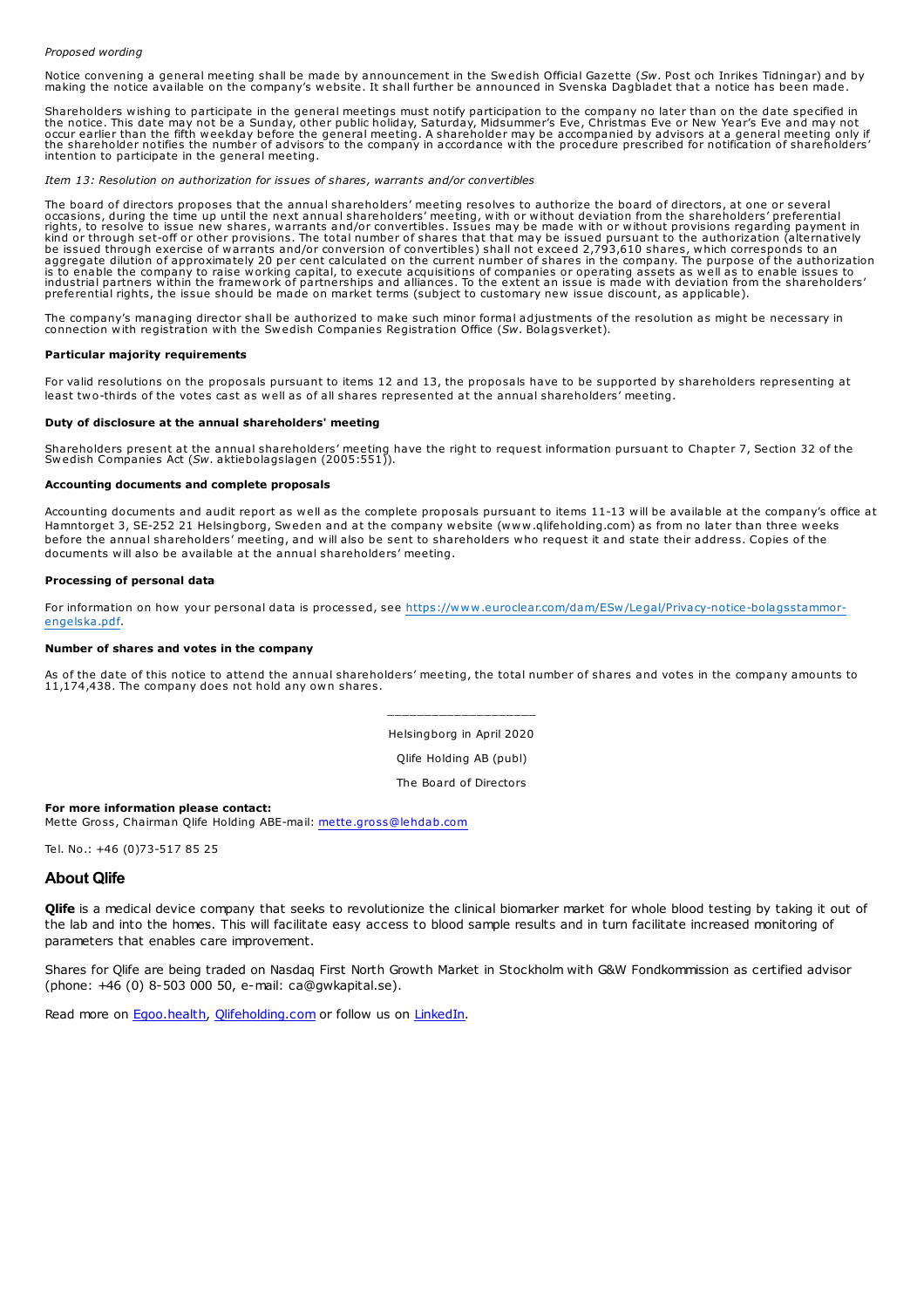*Proposed wording*

Notice convening a general meeting shall be made by announcement in the Swedish Official Gazette (*Sw*. Post och Inrikes Tidningar) and by making the notice available on the company's website. It shall further be announced in Svenska Dagbladet that a notice has been made.

Shareholders wishing to participate in the general meetings must notify participation to the company no later than on the date specified in the notice. This date may not be a Sunday, other public holiday, Saturday, Midsummer's Eve, Christmas Eve or New Year's Eve and may not occur earlier than the fifth weekday before the general meeting. A shareholder may be accompanied by advisors at a general meeting only if the shareholder notifies the number of advisors to the company in accordance with the procedure prescribed for notification of shareholders' intention to participate in the general meeting.

*Item 13: Resolution on authorization for issues of shares, warrants and/or convertibles*

The board of directors proposes that the annual shareholders' meeting resolves to authorize the board of directors, at one or several occasions, during the time up until the next annual shareholders' meeting, with or without deviation from the shareholders' preferential rights, to resolve to issue new shares, warrants and/or convertibles. Issues may be made with or without provisions regarding payment in kind or through set-off or other provisions. The total number of shares that that may be issued pursuant to the authorization (alternatively be issued through exercise of warrants and/or conversion of convertibles) shall not exceed 2,793,610 shares, which corresponds to an aggregate dilution of approximately 20 per cent calculated on the current number of shares in the company. The purpose of the authorization is to enable the company to raise working capital, to execute acquisitions of companies or operating assets as well as to enable issues to industrial partners within the framework of partnerships and alliances. To the extent an issue is made with deviation from the shareholders' preferential rights, the issue should be made on market terms (subject to customary new issue discount, as applicable).

The company's managing director shall be authorized to make such minor formal adjustments of the resolution as might be necessary in connection with registration with the Swedish Companies Registration Office (*Sw*. Bolagsverket).

**Particular majority requirements**

For valid resolutions on the proposals pursuant to items 12 and 13, the proposals have to be supported by shareholders representing at least two-thirds of the votes cast as well as of all shares represented at the annual shareholders' meeting.

**Duty of disclosure at the annual shareholders' meeting**

Shareholders present at the annual shareholders' meeting have the right to request information pursuant to Chapter 7, Section 32 of the Swedish Companies Act (*Sw*. aktiebolagslagen (2005:551)).

**Accounting documents and complete proposals**

Accounting documents and audit report as well as the complete proposals pursuant to items 11-13 will be available at the company's office at Hamntorget 3, SE-252 21 Helsingborg, Sweden and at the company website (www.qlifeholding.com) as from no later than three weeks before the annual shareholders' meeting, and will also be sent to shareholders who request it and state their address. Copies of the documents will also be available at the annual shareholders' meeting.

**Processing of personal data**

For information on how your personal data is processed, see https://www.euroclear.com/dam/ESw/Legal/Privacy-notice-bolagsstammor-engelska.pdf.

**Number of shares and votes in the company**

As of the date of this notice to attend the annual shareholders' meeting, the total number of shares and votes in the company amounts to 11,174,438. The company does not hold any own shares.

\_\_\_\_\_\_\_\_\_\_\_\_\_\_\_\_\_\_\_\_

Helsingborg in April 2020

Qlife Holding AB (publ)

The Board of Directors

**For more information please contact:**
Mette Gross, Chairman Qlife Holding ABE-mail: mette.gross@lehdab.com

Tel. No.: +46 (0)73-517 85 25

## About Qlife

**Qlife** is a medical device company that seeks to revolutionize the clinical biomarker market for whole blood testing by taking it out of the lab and into the homes. This will facilitate easy access to blood sample results and in turn facilitate increased monitoring of parameters that enables care improvement.

Shares for Qlife are being traded on Nasdaq First North Growth Market in Stockholm with G&W Fondkommission as certified advisor (phone: +46 (0) 8-503 000 50, e-mail: ca@gwkapital.se).

Read more on Egoo.health, Qlifeholding.com or follow us on LinkedIn.